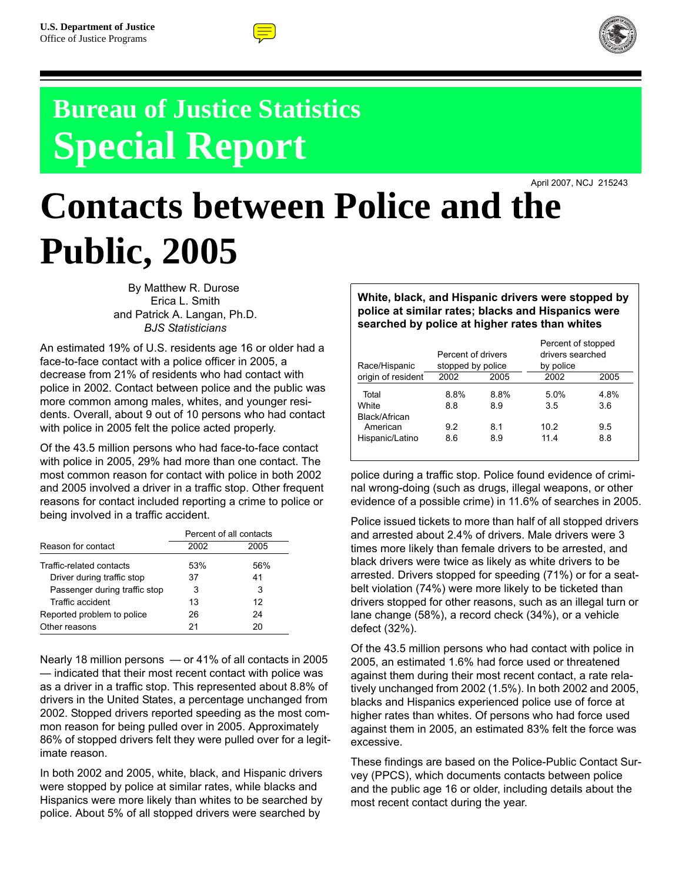U.S. Department of Justice
Office of Justice Programs

# Bureau of Justice Statistics Special Report

April 2007, NCJ 215243

# Contacts between Police and the Public, 2005

By Matthew R. Durose
Erica L. Smith
and Patrick A. Langan, Ph.D.
*BJS Statisticians*

An estimated 19% of U.S. residents age 16 or older had a face-to-face contact with a police officer in 2005, a decrease from 21% of residents who had contact with police in 2002. Contact between police and the public was more common among males, whites, and younger residents. Overall, about 9 out of 10 persons who had contact with police in 2005 felt the police acted properly.

Of the 43.5 million persons who had face-to-face contact with police in 2005, 29% had more than one contact. The most common reason for contact with police in both 2002 and 2005 involved a driver in a traffic stop. Other frequent reasons for contact included reporting a crime to police or being involved in a traffic accident.

| Reason for contact | Percent of all contacts | |
|---|---|---|
| | 2002 | 2005 |
| Traffic-related contacts | 53% | 56% |
| Driver during traffic stop | 37 | 41 |
| Passenger during traffic stop | 3 | 3 |
| Traffic accident | 13 | 12 |
| Reported problem to police | 26 | 24 |
| Other reasons | 21 | 20 |

Nearly 18 million persons — or 41% of all contacts in 2005 — indicated that their most recent contact with police was as a driver in a traffic stop. This represented about 8.8% of drivers in the United States, a percentage unchanged from 2002. Stopped drivers reported speeding as the most common reason for being pulled over in 2005. Approximately 86% of stopped drivers felt they were pulled over for a legitimate reason.

In both 2002 and 2005, white, black, and Hispanic drivers were stopped by police at similar rates, while blacks and Hispanics were more likely than whites to be searched by police. About 5% of all stopped drivers were searched by police during a traffic stop. Police found evidence of criminal wrong-doing (such as drugs, illegal weapons, or other evidence of a possible crime) in 11.6% of searches in 2005.

**White, black, and Hispanic drivers were stopped by police at similar rates; blacks and Hispanics were searched by police at higher rates than whites**

| Race/Hispanic origin of resident | Percent of drivers stopped by police | | Percent of stopped drivers searched by police | |
|---|---|---|---|---|
| | 2002 | 2005 | 2002 | 2005 |
| Total | 8.8% | 8.8% | 5.0% | 4.8% |
| White | 8.8 | 8.9 | 3.5 | 3.6 |
| Black/African American | 9.2 | 8.1 | 10.2 | 9.5 |
| Hispanic/Latino | 8.6 | 8.9 | 11.4 | 8.8 |

Police issued tickets to more than half of all stopped drivers and arrested about 2.4% of drivers. Male drivers were 3 times more likely than female drivers to be arrested, and black drivers were twice as likely as white drivers to be arrested. Drivers stopped for speeding (71%) or for a seatbelt violation (74%) were more likely to be ticketed than drivers stopped for other reasons, such as an illegal turn or lane change (58%), a record check (34%), or a vehicle defect (32%).

Of the 43.5 million persons who had contact with police in 2005, an estimated 1.6% had force used or threatened against them during their most recent contact, a rate relatively unchanged from 2002 (1.5%). In both 2002 and 2005, blacks and Hispanics experienced police use of force at higher rates than whites. Of persons who had force used against them in 2005, an estimated 83% felt the force was excessive.

These findings are based on the Police-Public Contact Survey (PPCS), which documents contacts between police and the public age 16 or older, including details about the most recent contact during the year.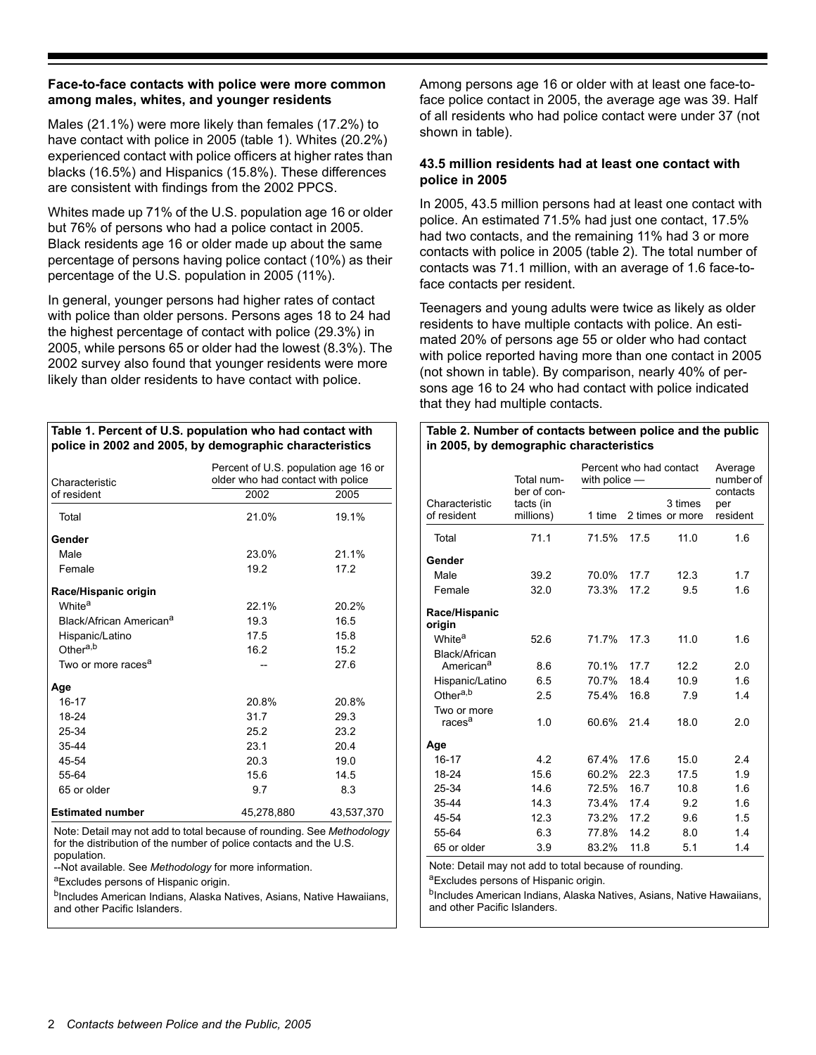**Face-to-face contacts with police were more common among males, whites, and younger residents**

Males (21.1%) were more likely than females (17.2%) to have contact with police in 2005 (table 1). Whites (20.2%) experienced contact with police officers at higher rates than blacks (16.5%) and Hispanics (15.8%). These differences are consistent with findings from the 2002 PPCS.

Whites made up 71% of the U.S. population age 16 or older but 76% of persons who had a police contact in 2005. Black residents age 16 or older made up about the same percentage of persons having police contact (10%) as their percentage of the U.S. population in 2005 (11%).

In general, younger persons had higher rates of contact with police than older persons. Persons ages 18 to 24 had the highest percentage of contact with police (29.3%) in 2005, while persons 65 or older had the lowest (8.3%). The 2002 survey also found that younger residents were more likely than older residents to have contact with police.

**Table 1. Percent of U.S. population who had contact with police in 2002 and 2005, by demographic characteristics**

| Characteristic of resident | Percent of U.S. population age 16 or older who had contact with police | |
|---|---|---|
| | 2002 | 2005 |
| Total | 21.0% | 19.1% |
| **Gender** | | |
| Male | 23.0% | 21.1% |
| Female | 19.2 | 17.2 |
| **Race/Hispanic origin** | | |
| White[a] | 22.1% | 20.2% |
| Black/African American[a] | 19.3 | 16.5 |
| Hispanic/Latino | 17.5 | 15.8 |
| Other[a,b] | 16.2 | 15.2 |
| Two or more races[a] | -- | 27.6 |
| **Age** | | |
| 16-17 | 20.8% | 20.8% |
| 18-24 | 31.7 | 29.3 |
| 25-34 | 25.2 | 23.2 |
| 35-44 | 23.1 | 20.4 |
| 45-54 | 20.3 | 19.0 |
| 55-64 | 15.6 | 14.5 |
| 65 or older | 9.7 | 8.3 |
| **Estimated number** | 45,278,880 | 43,537,370 |

Note: Detail may not add to total because of rounding. See *Methodology* for the distribution of the number of police contacts and the U.S. population.

--Not available. See *Methodology* for more information.

[a]Excludes persons of Hispanic origin.

[b]Includes American Indians, Alaska Natives, Asians, Native Hawaiians, and other Pacific Islanders.

Among persons age 16 or older with at least one face-to-face police contact in 2005, the average age was 39. Half of all residents who had police contact were under 37 (not shown in table).

**43.5 million residents had at least one contact with police in 2005**

In 2005, 43.5 million persons had at least one contact with police. An estimated 71.5% had just one contact, 17.5% had two contacts, and the remaining 11% had 3 or more contacts with police in 2005 (table 2). The total number of contacts was 71.1 million, with an average of 1.6 face-to-face contacts per resident.

Teenagers and young adults were twice as likely as older residents to have multiple contacts with police. An estimated 20% of persons age 55 or older who had contact with police reported having more than one contact in 2005 (not shown in table). By comparison, nearly 40% of persons age 16 to 24 who had contact with police indicated that they had multiple contacts.

**Table 2. Number of contacts between police and the public in 2005, by demographic characteristics**

| Characteristic of resident | Total number of contacts (in millions) | Percent who had contact with police — | | | Average number of contacts per resident |
|---|---|---|---|---|---|
| | | 1 time | 2 times | 3 times or more | |
| Total | 71.1 | 71.5% | 17.5 | 11.0 | 1.6 |
| **Gender** | | | | | |
| Male | 39.2 | 70.0% | 17.7 | 12.3 | 1.7 |
| Female | 32.0 | 73.3% | 17.2 | 9.5 | 1.6 |
| **Race/Hispanic origin** | | | | | |
| White[a] | 52.6 | 71.7% | 17.3 | 11.0 | 1.6 |
| Black/African American[a] | 8.6 | 70.1% | 17.7 | 12.2 | 2.0 |
| Hispanic/Latino | 6.5 | 70.7% | 18.4 | 10.9 | 1.6 |
| Other[a,b] | 2.5 | 75.4% | 16.8 | 7.9 | 1.4 |
| Two or more races[a] | 1.0 | 60.6% | 21.4 | 18.0 | 2.0 |
| **Age** | | | | | |
| 16-17 | 4.2 | 67.4% | 17.6 | 15.0 | 2.4 |
| 18-24 | 15.6 | 60.2% | 22.3 | 17.5 | 1.9 |
| 25-34 | 14.6 | 72.5% | 16.7 | 10.8 | 1.6 |
| 35-44 | 14.3 | 73.4% | 17.4 | 9.2 | 1.6 |
| 45-54 | 12.3 | 73.2% | 17.2 | 9.6 | 1.5 |
| 55-64 | 6.3 | 77.8% | 14.2 | 8.0 | 1.4 |
| 65 or older | 3.9 | 83.2% | 11.8 | 5.1 | 1.4 |

Note: Detail may not add to total because of rounding.

[a]Excludes persons of Hispanic origin.

[b]Includes American Indians, Alaska Natives, Asians, Native Hawaiians, and other Pacific Islanders.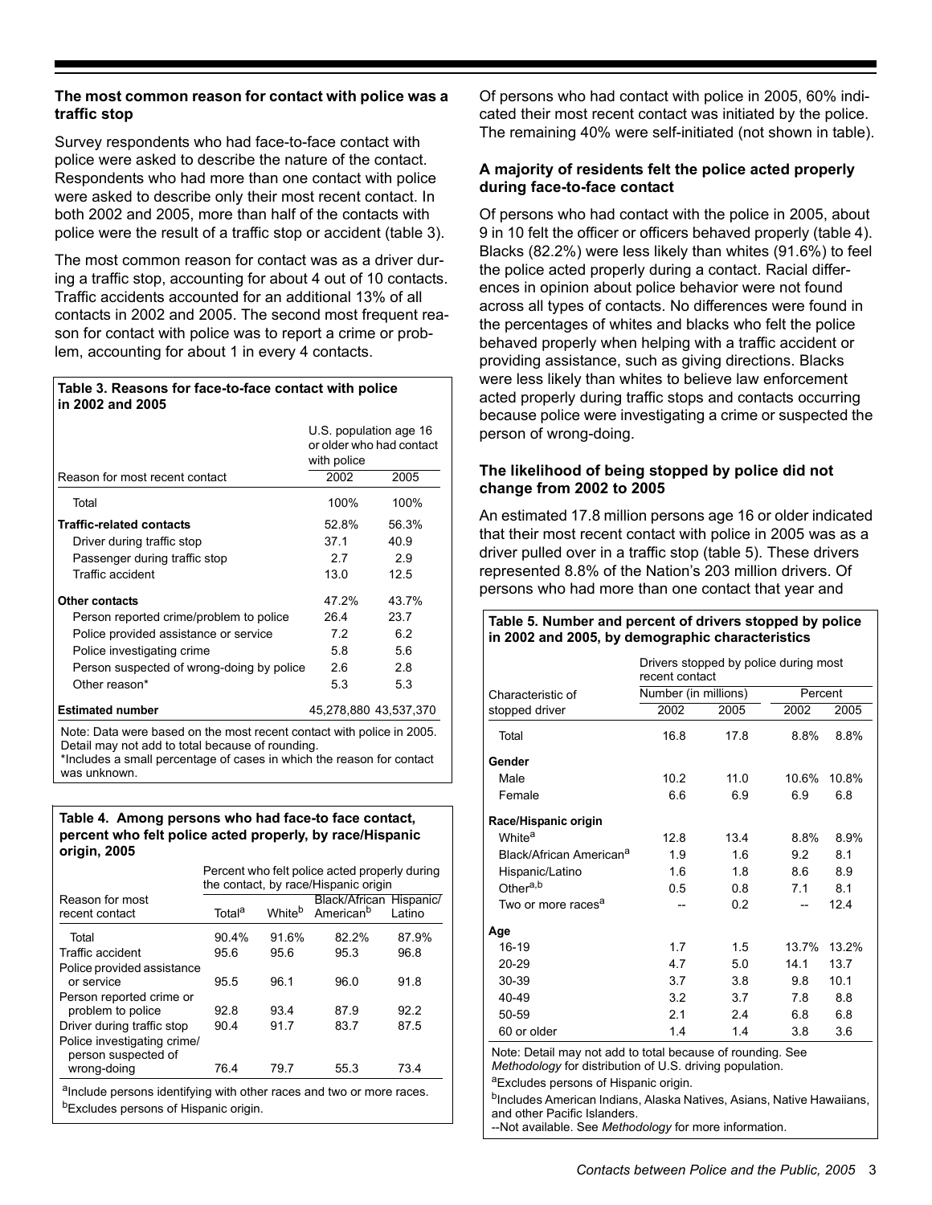### The most common reason for contact with police was a traffic stop

Survey respondents who had face-to-face contact with police were asked to describe the nature of the contact. Respondents who had more than one contact with police were asked to describe only their most recent contact. In both 2002 and 2005, more than half of the contacts with police were the result of a traffic stop or accident (table 3).

The most common reason for contact was as a driver during a traffic stop, accounting for about 4 out of 10 contacts. Traffic accidents accounted for an additional 13% of all contacts in 2002 and 2005. The second most frequent reason for contact with police was to report a crime or problem, accounting for about 1 in every 4 contacts.

**Table 3. Reasons for face-to-face contact with police in 2002 and 2005**

| Reason for most recent contact | U.S. population age 16 or older who had contact with police 2002 | 2005 |
|---|---|---|
| Total | 100% | 100% |
| **Traffic-related contacts** | 52.8% | 56.3% |
| Driver during traffic stop | 37.1 | 40.9 |
| Passenger during traffic stop | 2.7 | 2.9 |
| Traffic accident | 13.0 | 12.5 |
| **Other contacts** | 47.2% | 43.7% |
| Person reported crime/problem to police | 26.4 | 23.7 |
| Police provided assistance or service | 7.2 | 6.2 |
| Police investigating crime | 5.8 | 5.6 |
| Person suspected of wrong-doing by police | 2.6 | 2.8 |
| Other reason* | 5.3 | 5.3 |
| **Estimated number** | 45,278,880 | 43,537,370 |

Note: Data were based on the most recent contact with police in 2005. Detail may not add to total because of rounding.
*Includes a small percentage of cases in which the reason for contact was unknown.

**Table 4. Among persons who had face-to face contact, percent who felt police acted properly, by race/Hispanic origin, 2005**

| Reason for most recent contact | Total[a] | White[b] | Black/African American[b] | Hispanic/Latino |
|---|---|---|---|---|
| | Percent who felt police acted properly during the contact, by race/Hispanic origin | | | |
| Total | 90.4% | 91.6% | 82.2% | 87.9% |
| Traffic accident | 95.6 | 95.6 | 95.3 | 96.8 |
| Police provided assistance or service | 95.5 | 96.1 | 96.0 | 91.8 |
| Person reported crime or problem to police | 92.8 | 93.4 | 87.9 | 92.2 |
| Driver during traffic stop | 90.4 | 91.7 | 83.7 | 87.5 |
| Police investigating crime/ person suspected of wrong-doing | 76.4 | 79.7 | 55.3 | 73.4 |

[a]Include persons identifying with other races and two or more races.
[b]Excludes persons of Hispanic origin.

Of persons who had contact with police in 2005, 60% indicated their most recent contact was initiated by the police. The remaining 40% were self-initiated (not shown in table).

### A majority of residents felt the police acted properly during face-to-face contact

Of persons who had contact with the police in 2005, about 9 in 10 felt the officer or officers behaved properly (table 4). Blacks (82.2%) were less likely than whites (91.6%) to feel the police acted properly during a contact. Racial differences in opinion about police behavior were not found across all types of contacts. No differences were found in the percentages of whites and blacks who felt the police behaved properly when helping with a traffic accident or providing assistance, such as giving directions. Blacks were less likely than whites to believe law enforcement acted properly during traffic stops and contacts occurring because police were investigating a crime or suspected the person of wrong-doing.

### The likelihood of being stopped by police did not change from 2002 to 2005

An estimated 17.8 million persons age 16 or older indicated that their most recent contact with police in 2005 was as a driver pulled over in a traffic stop (table 5). These drivers represented 8.8% of the Nation's 203 million drivers. Of persons who had more than one contact that year and

**Table 5. Number and percent of drivers stopped by police in 2002 and 2005, by demographic characteristics**

| Characteristic of stopped driver | Drivers stopped by police during most recent contact: Number (in millions) 2002 | 2005 | Percent 2002 | 2005 |
|---|---|---|---|---|
| Total | 16.8 | 17.8 | 8.8% | 8.8% |
| **Gender** | | | | |
| Male | 10.2 | 11.0 | 10.6% | 10.8% |
| Female | 6.6 | 6.9 | 6.9 | 6.8 |
| **Race/Hispanic origin** | | | | |
| White[a] | 12.8 | 13.4 | 8.8% | 8.9% |
| Black/African American[a] | 1.9 | 1.6 | 9.2 | 8.1 |
| Hispanic/Latino | 1.6 | 1.8 | 8.6 | 8.9 |
| Other[a,b] | 0.5 | 0.8 | 7.1 | 8.1 |
| Two or more races[a] | -- | 0.2 | -- | 12.4 |
| **Age** | | | | |
| 16-19 | 1.7 | 1.5 | 13.7% | 13.2% |
| 20-29 | 4.7 | 5.0 | 14.1 | 13.7 |
| 30-39 | 3.7 | 3.8 | 9.8 | 10.1 |
| 40-49 | 3.2 | 3.7 | 7.8 | 8.8 |
| 50-59 | 2.1 | 2.4 | 6.8 | 6.8 |
| 60 or older | 1.4 | 1.4 | 3.8 | 3.6 |

Note: Detail may not add to total because of rounding. See *Methodology* for distribution of U.S. driving population.
[a]Excludes persons of Hispanic origin.
[b]Includes American Indians, Alaska Natives, Asians, Native Hawaiians, and other Pacific Islanders.
--Not available. See *Methodology* for more information.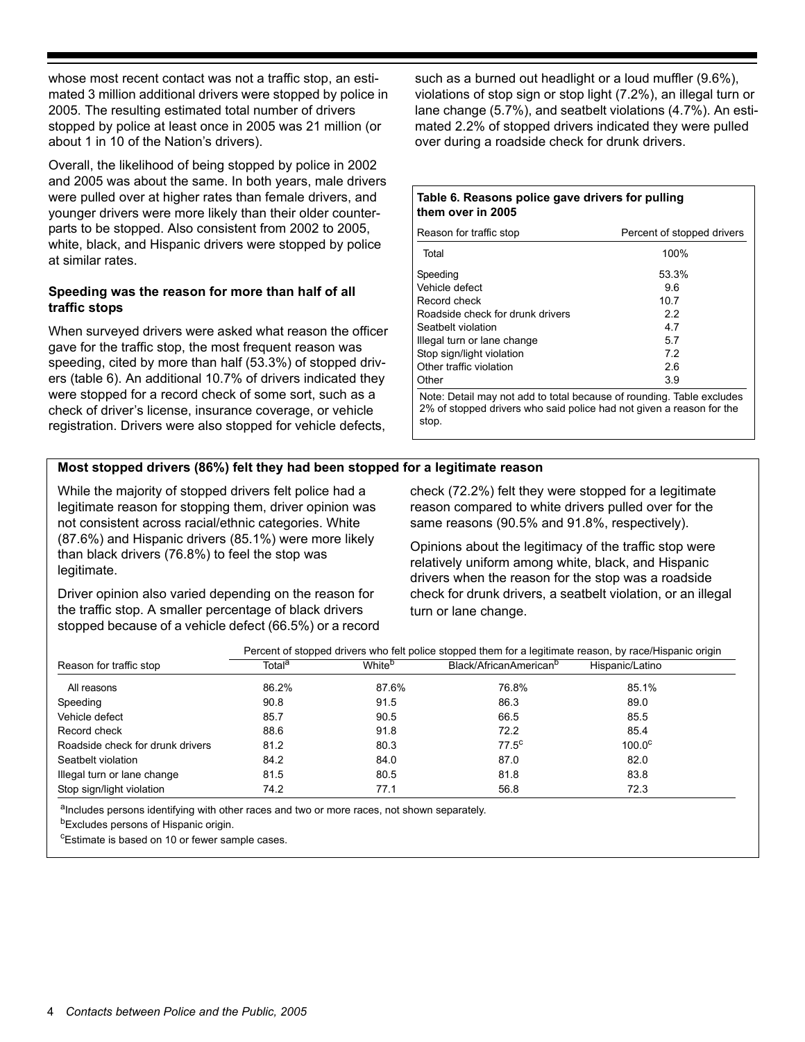whose most recent contact was not a traffic stop, an estimated 3 million additional drivers were stopped by police in 2005. The resulting estimated total number of drivers stopped by police at least once in 2005 was 21 million (or about 1 in 10 of the Nation's drivers).

Overall, the likelihood of being stopped by police in 2002 and 2005 was about the same. In both years, male drivers were pulled over at higher rates than female drivers, and younger drivers were more likely than their older counterparts to be stopped. Also consistent from 2002 to 2005, white, black, and Hispanic drivers were stopped by police at similar rates.

### Speeding was the reason for more than half of all traffic stops

When surveyed drivers were asked what reason the officer gave for the traffic stop, the most frequent reason was speeding, cited by more than half (53.3%) of stopped drivers (table 6). An additional 10.7% of drivers indicated they were stopped for a record check of some sort, such as a check of driver's license, insurance coverage, or vehicle registration. Drivers were also stopped for vehicle defects, such as a burned out headlight or a loud muffler (9.6%), violations of stop sign or stop light (7.2%), an illegal turn or lane change (5.7%), and seatbelt violations (4.7%). An estimated 2.2% of stopped drivers indicated they were pulled over during a roadside check for drunk drivers.

**Table 6. Reasons police gave drivers for pulling them over in 2005**

| Reason for traffic stop | Percent of stopped drivers |
|---|---|
| Total | 100% |
| Speeding | 53.3% |
| Vehicle defect | 9.6 |
| Record check | 10.7 |
| Roadside check for drunk drivers | 2.2 |
| Seatbelt violation | 4.7 |
| Illegal turn or lane change | 5.7 |
| Stop sign/light violation | 7.2 |
| Other traffic violation | 2.6 |
| Other | 3.9 |

Note: Detail may not add to total because of rounding. Table excludes 2% of stopped drivers who said police had not given a reason for the stop.

### Most stopped drivers (86%) felt they had been stopped for a legitimate reason

While the majority of stopped drivers felt police had a legitimate reason for stopping them, driver opinion was not consistent across racial/ethnic categories. White (87.6%) and Hispanic drivers (85.1%) were more likely than black drivers (76.8%) to feel the stop was legitimate.

Driver opinion also varied depending on the reason for the traffic stop. A smaller percentage of black drivers stopped because of a vehicle defect (66.5%) or a record check (72.2%) felt they were stopped for a legitimate reason compared to white drivers pulled over for the same reasons (90.5% and 91.8%, respectively).

Opinions about the legitimacy of the traffic stop were relatively uniform among white, black, and Hispanic drivers when the reason for the stop was a roadside check for drunk drivers, a seatbelt violation, or an illegal turn or lane change.

| Reason for traffic stop | Percent of stopped drivers who felt police stopped them for a legitimate reason, by race/Hispanic origin | | | |
|---|---|---|---|---|
| | Total[a] | White[b] | Black/AfricanAmerican[b] | Hispanic/Latino |
| All reasons | 86.2% | 87.6% | 76.8% | 85.1% |
| Speeding | 90.8 | 91.5 | 86.3 | 89.0 |
| Vehicle defect | 85.7 | 90.5 | 66.5 | 85.5 |
| Record check | 88.6 | 91.8 | 72.2 | 85.4 |
| Roadside check for drunk drivers | 81.2 | 80.3 | 77.5[c] | 100.0[c] |
| Seatbelt violation | 84.2 | 84.0 | 87.0 | 82.0 |
| Illegal turn or lane change | 81.5 | 80.5 | 81.8 | 83.8 |
| Stop sign/light violation | 74.2 | 77.1 | 56.8 | 72.3 |

[a]Includes persons identifying with other races and two or more races, not shown separately.
[b]Excludes persons of Hispanic origin.
[c]Estimate is based on 10 or fewer sample cases.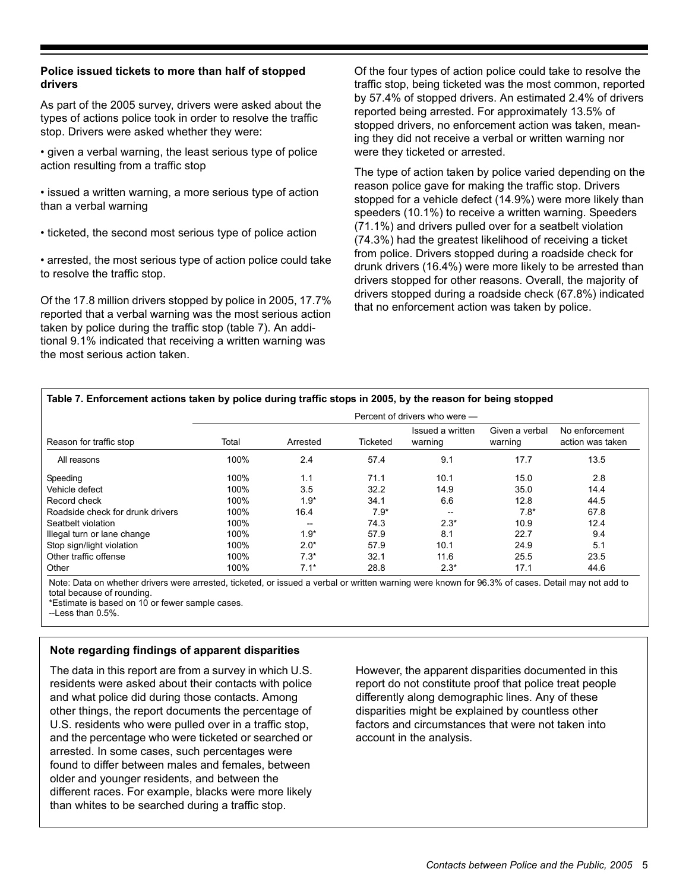### Police issued tickets to more than half of stopped drivers

As part of the 2005 survey, drivers were asked about the types of actions police took in order to resolve the traffic stop. Drivers were asked whether they were:

- given a verbal warning, the least serious type of police action resulting from a traffic stop
- issued a written warning, a more serious type of action than a verbal warning
- ticketed, the second most serious type of police action
- arrested, the most serious type of action police could take to resolve the traffic stop.

Of the 17.8 million drivers stopped by police in 2005, 17.7% reported that a verbal warning was the most serious action taken by police during the traffic stop (table 7). An additional 9.1% indicated that receiving a written warning was the most serious action taken.

Of the four types of action police could take to resolve the traffic stop, being ticketed was the most common, reported by 57.4% of stopped drivers. An estimated 2.4% of drivers reported being arrested. For approximately 13.5% of stopped drivers, no enforcement action was taken, meaning they did not receive a verbal or written warning nor were they ticketed or arrested.

The type of action taken by police varied depending on the reason police gave for making the traffic stop. Drivers stopped for a vehicle defect (14.9%) were more likely than speeders (10.1%) to receive a written warning. Speeders (71.1%) and drivers pulled over for a seatbelt violation (74.3%) had the greatest likelihood of receiving a ticket from police. Drivers stopped during a roadside check for drunk drivers (16.4%) were more likely to be arrested than drivers stopped for other reasons. Overall, the majority of drivers stopped during a roadside check (67.8%) indicated that no enforcement action was taken by police.

**Table 7. Enforcement actions taken by police during traffic stops in 2005, by the reason for being stopped**

| | Percent of drivers who were — | | | | | |
|---|---|---|---|---|---|---|
| Reason for traffic stop | Total | Arrested | Ticketed | Issued a written warning | Given a verbal warning | No enforcement action was taken |
| All reasons | 100% | 2.4 | 57.4 | 9.1 | 17.7 | 13.5 |
| Speeding | 100% | 1.1 | 71.1 | 10.1 | 15.0 | 2.8 |
| Vehicle defect | 100% | 3.5 | 32.2 | 14.9 | 35.0 | 14.4 |
| Record check | 100% | 1.9* | 34.1 | 6.6 | 12.8 | 44.5 |
| Roadside check for drunk drivers | 100% | 16.4 | 7.9* | -- | 7.8* | 67.8 |
| Seatbelt violation | 100% | -- | 74.3 | 2.3* | 10.9 | 12.4 |
| Illegal turn or lane change | 100% | 1.9* | 57.9 | 8.1 | 22.7 | 9.4 |
| Stop sign/light violation | 100% | 2.0* | 57.9 | 10.1 | 24.9 | 5.1 |
| Other traffic offense | 100% | 7.3* | 32.1 | 11.6 | 25.5 | 23.5 |
| Other | 100% | 7.1* | 28.8 | 2.3* | 17.1 | 44.6 |

Note: Data on whether drivers were arrested, ticketed, or issued a verbal or written warning were known for 96.3% of cases. Detail may not add to total because of rounding.
*Estimate is based on 10 or fewer sample cases.
--Less than 0.5%.

### Note regarding findings of apparent disparities

The data in this report are from a survey in which U.S. residents were asked about their contacts with police and what police did during those contacts. Among other things, the report documents the percentage of U.S. residents who were pulled over in a traffic stop, and the percentage who were ticketed or searched or arrested. In some cases, such percentages were found to differ between males and females, between older and younger residents, and between the different races. For example, blacks were more likely than whites to be searched during a traffic stop.

However, the apparent disparities documented in this report do not constitute proof that police treat people differently along demographic lines. Any of these disparities might be explained by countless other factors and circumstances that were not taken into account in the analysis.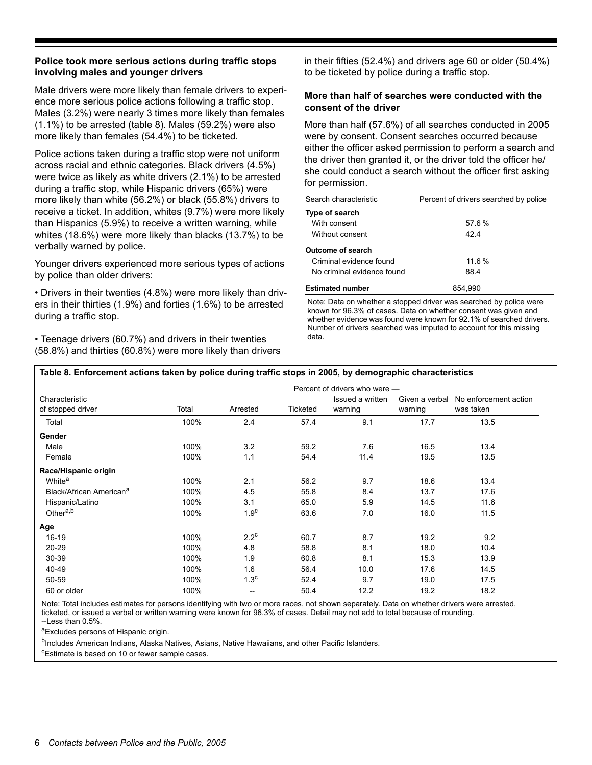### Police took more serious actions during traffic stops involving males and younger drivers

Male drivers were more likely than female drivers to experience more serious police actions following a traffic stop. Males (3.2%) were nearly 3 times more likely than females (1.1%) to be arrested (table 8). Males (59.2%) were also more likely than females (54.4%) to be ticketed.

Police actions taken during a traffic stop were not uniform across racial and ethnic categories. Black drivers (4.5%) were twice as likely as white drivers (2.1%) to be arrested during a traffic stop, while Hispanic drivers (65%) were more likely than white (56.2%) or black (55.8%) drivers to receive a ticket. In addition, whites (9.7%) were more likely than Hispanics (5.9%) to receive a written warning, while whites (18.6%) were more likely than blacks (13.7%) to be verbally warned by police.

Younger drivers experienced more serious types of actions by police than older drivers:

• Drivers in their twenties (4.8%) were more likely than drivers in their thirties (1.9%) and forties (1.6%) to be arrested during a traffic stop.

• Teenage drivers (60.7%) and drivers in their twenties (58.8%) and thirties (60.8%) were more likely than drivers in their fifties (52.4%) and drivers age 60 or older (50.4%) to be ticketed by police during a traffic stop.

### More than half of searches were conducted with the consent of the driver

More than half (57.6%) of all searches conducted in 2005 were by consent. Consent searches occurred because either the officer asked permission to perform a search and the driver then granted it, or the driver told the officer he/she could conduct a search without the officer first asking for permission.

| Search characteristic | Percent of drivers searched by police |
|---|---|
| **Type of search** | |
| With consent | 57.6 % |
| Without consent | 42.4 |
| **Outcome of search** | |
| Criminal evidence found | 11.6 % |
| No criminal evidence found | 88.4 |
| **Estimated number** | 854,990 |

Note: Data on whether a stopped driver was searched by police were known for 96.3% of cases. Data on whether consent was given and whether evidence was found were known for 92.1% of searched drivers. Number of drivers searched was imputed to account for this missing data.

**Table 8. Enforcement actions taken by police during traffic stops in 2005, by demographic characteristics**

| | Percent of drivers who were — | | | | | |
|---|---|---|---|---|---|---|
| Characteristic of stopped driver | Total | Arrested | Ticketed | Issued a written warning | Given a verbal warning | No enforcement action was taken |
| Total | 100% | 2.4 | 57.4 | 9.1 | 17.7 | 13.5 |
| **Gender** | | | | | | |
| Male | 100% | 3.2 | 59.2 | 7.6 | 16.5 | 13.4 |
| Female | 100% | 1.1 | 54.4 | 11.4 | 19.5 | 13.5 |
| **Race/Hispanic origin** | | | | | | |
| White[a] | 100% | 2.1 | 56.2 | 9.7 | 18.6 | 13.4 |
| Black/African American[a] | 100% | 4.5 | 55.8 | 8.4 | 13.7 | 17.6 |
| Hispanic/Latino | 100% | 3.1 | 65.0 | 5.9 | 14.5 | 11.6 |
| Other[a,b] | 100% | 1.9[c] | 63.6 | 7.0 | 16.0 | 11.5 |
| **Age** | | | | | | |
| 16-19 | 100% | 2.2[c] | 60.7 | 8.7 | 19.2 | 9.2 |
| 20-29 | 100% | 4.8 | 58.8 | 8.1 | 18.0 | 10.4 |
| 30-39 | 100% | 1.9 | 60.8 | 8.1 | 15.3 | 13.9 |
| 40-49 | 100% | 1.6 | 56.4 | 10.0 | 17.6 | 14.5 |
| 50-59 | 100% | 1.3[c] | 52.4 | 9.7 | 19.0 | 17.5 |
| 60 or older | 100% | -- | 50.4 | 12.2 | 19.2 | 18.2 |

Note: Total includes estimates for persons identifying with two or more races, not shown separately. Data on whether drivers were arrested, ticketed, or issued a verbal or written warning were known for 96.3% of cases. Detail may not add to total because of rounding.
--Less than 0.5%.

[a]Excludes persons of Hispanic origin.

[b]Includes American Indians, Alaska Natives, Asians, Native Hawaiians, and other Pacific Islanders.

[c]Estimate is based on 10 or fewer sample cases.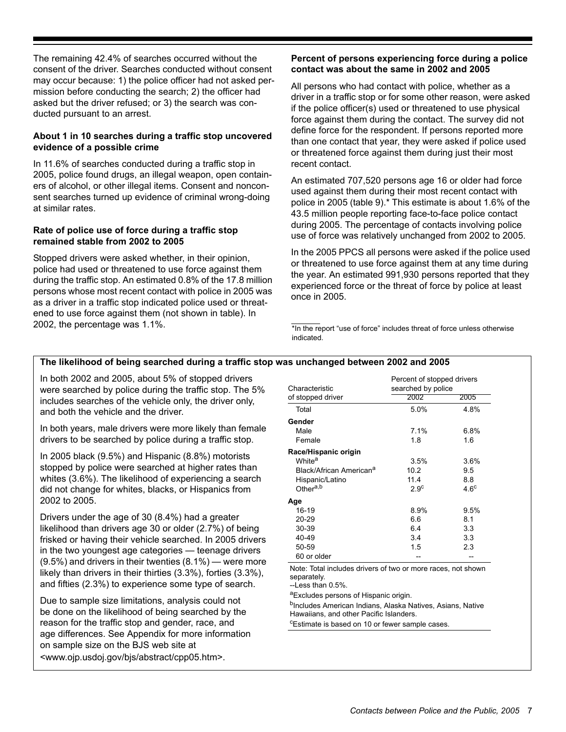The remaining 42.4% of searches occurred without the consent of the driver. Searches conducted without consent may occur because: 1) the police officer had not asked permission before conducting the search; 2) the officer had asked but the driver refused; or 3) the search was conducted pursuant to an arrest.

**About 1 in 10 searches during a traffic stop uncovered evidence of a possible crime**

In 11.6% of searches conducted during a traffic stop in 2005, police found drugs, an illegal weapon, open containers of alcohol, or other illegal items. Consent and nonconsent searches turned up evidence of criminal wrong-doing at similar rates.

**Rate of police use of force during a traffic stop remained stable from 2002 to 2005**

Stopped drivers were asked whether, in their opinion, police had used or threatened to use force against them during the traffic stop. An estimated 0.8% of the 17.8 million persons whose most recent contact with police in 2005 was as a driver in a traffic stop indicated police used or threatened to use force against them (not shown in table). In 2002, the percentage was 1.1%.

**Percent of persons experiencing force during a police contact was about the same in 2002 and 2005**

All persons who had contact with police, whether as a driver in a traffic stop or for some other reason, were asked if the police officer(s) used or threatened to use physical force against them during the contact. The survey did not define force for the respondent. If persons reported more than one contact that year, they were asked if police used or threatened force against them during just their most recent contact.

An estimated 707,520 persons age 16 or older had force used against them during their most recent contact with police in 2005 (table 9).* This estimate is about 1.6% of the 43.5 million people reporting face-to-face police contact during 2005. The percentage of contacts involving police use of force was relatively unchanged from 2002 to 2005.

In the 2005 PPCS all persons were asked if the police used or threatened to use force against them at any time during the year. An estimated 991,930 persons reported that they experienced force or the threat of force by police at least once in 2005.

*In the report "use of force" includes threat of force unless otherwise indicated.

**The likelihood of being searched during a traffic stop was unchanged between 2002 and 2005**

In both 2002 and 2005, about 5% of stopped drivers were searched by police during the traffic stop. The 5% includes searches of the vehicle only, the driver only, and both the vehicle and the driver.

In both years, male drivers were more likely than female drivers to be searched by police during a traffic stop.

In 2005 black (9.5%) and Hispanic (8.8%) motorists stopped by police were searched at higher rates than whites (3.6%). The likelihood of experiencing a search did not change for whites, blacks, or Hispanics from 2002 to 2005.

Drivers under the age of 30 (8.4%) had a greater likelihood than drivers age 30 or older (2.7%) of being frisked or having their vehicle searched. In 2005 drivers in the two youngest age categories — teenage drivers (9.5%) and drivers in their twenties (8.1%) — were more likely than drivers in their thirties (3.3%), forties (3.3%), and fifties (2.3%) to experience some type of search.

Due to sample size limitations, analysis could not be done on the likelihood of being searched by the reason for the traffic stop and gender, race, and age differences. See Appendix for more information on sample size on the BJS web site at <www.ojp.usdoj.gov/bjs/abstract/cpp05.htm>.

| Characteristic of stopped driver | Percent of stopped drivers searched by police | |
|---|---|---|
| | 2002 | 2005 |
| Total | 5.0% | 4.8% |
| **Gender** | | |
| Male | 7.1% | 6.8% |
| Female | 1.8 | 1.6 |
| **Race/Hispanic origin** | | |
| White[a] | 3.5% | 3.6% |
| Black/African American[a] | 10.2 | 9.5 |
| Hispanic/Latino | 11.4 | 8.8 |
| Other[a,b] | 2.9[c] | 4.6[c] |
| **Age** | | |
| 16-19 | 8.9% | 9.5% |
| 20-29 | 6.6 | 8.1 |
| 30-39 | 6.4 | 3.3 |
| 40-49 | 3.4 | 3.3 |
| 50-59 | 1.5 | 2.3 |
| 60 or older | -- | -- |

Note: Total includes drivers of two or more races, not shown separately.
--Less than 0.5%.
[a]Excludes persons of Hispanic origin.
[b]Includes American Indians, Alaska Natives, Asians, Native Hawaiians, and other Pacific Islanders.
[c]Estimate is based on 10 or fewer sample cases.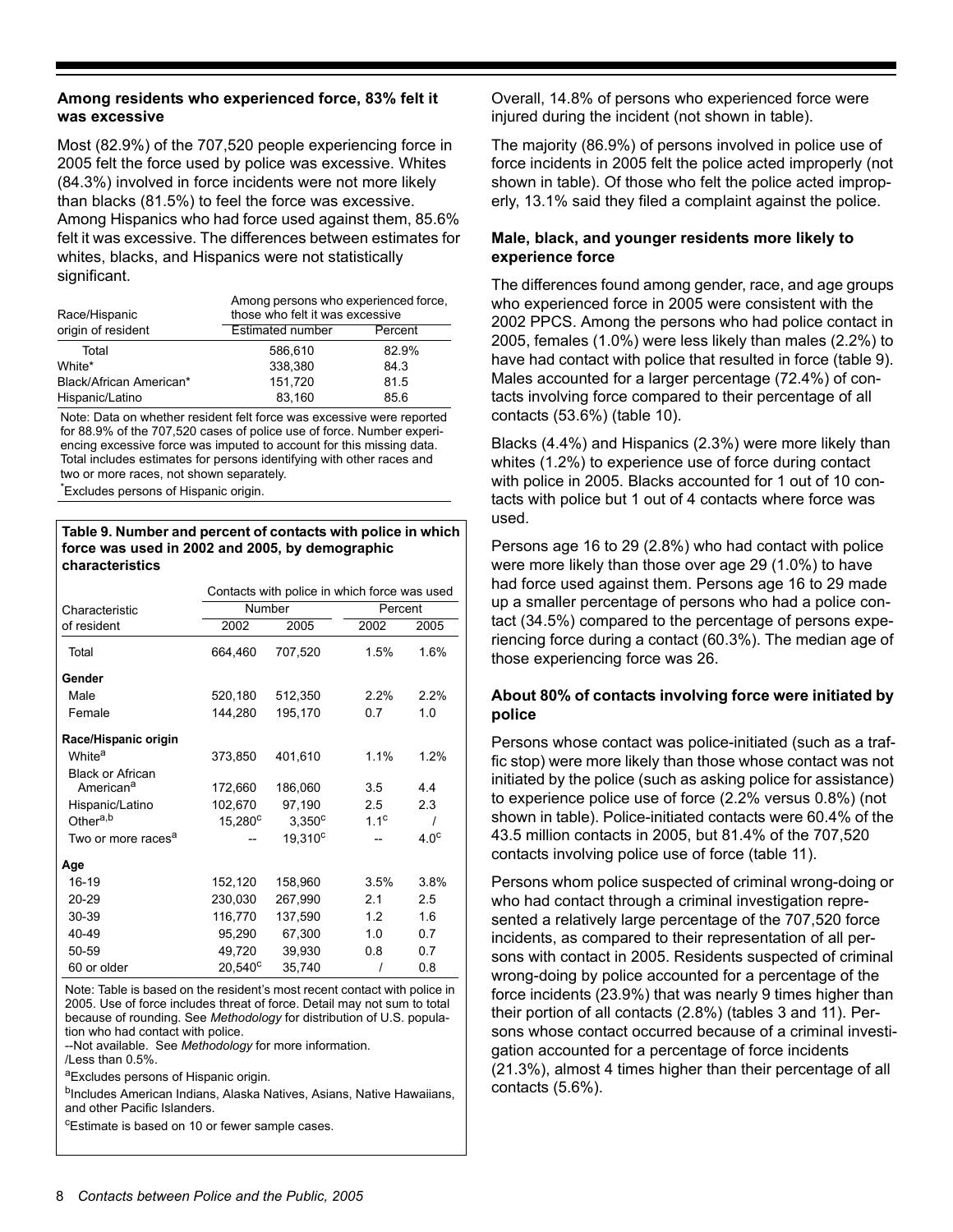### Among residents who experienced force, 83% felt it was excessive

Most (82.9%) of the 707,520 people experiencing force in 2005 felt the force used by police was excessive. Whites (84.3%) involved in force incidents were not more likely than blacks (81.5%) to feel the force was excessive. Among Hispanics who had force used against them, 85.6% felt it was excessive. The differences between estimates for whites, blacks, and Hispanics were not statistically significant.

| Race/Hispanic origin of resident | Among persons who experienced force, those who felt it was excessive | |
|---|---|---|
| | Estimated number | Percent |
| Total | 586,610 | 82.9% |
| White* | 338,380 | 84.3 |
| Black/African American* | 151,720 | 81.5 |
| Hispanic/Latino | 83,160 | 85.6 |

Note: Data on whether resident felt force was excessive were reported for 88.9% of the 707,520 cases of police use of force. Number experiencing excessive force was imputed to account for this missing data. Total includes estimates for persons identifying with other races and two or more races, not shown separately.

*Excludes persons of Hispanic origin.

**Table 9. Number and percent of contacts with police in which force was used in 2002 and 2005, by demographic characteristics**

| Characteristic of resident | Contacts with police in which force was used | | | |
|---|---|---|---|---|
| | Number | | Percent | |
| | 2002 | 2005 | 2002 | 2005 |
| Total | 664,460 | 707,520 | 1.5% | 1.6% |
| **Gender** | | | | |
| Male | 520,180 | 512,350 | 2.2% | 2.2% |
| Female | 144,280 | 195,170 | 0.7 | 1.0 |
| **Race/Hispanic origin** | | | | |
| White[a] | 373,850 | 401,610 | 1.1% | 1.2% |
| Black or African American[a] | 172,660 | 186,060 | 3.5 | 4.4 |
| Hispanic/Latino | 102,670 | 97,190 | 2.5 | 2.3 |
| Other[a,b] | 15,280[c] | 3,350[c] | 1.1[c] | / |
| Two or more races[a] | -- | 19,310[c] | -- | 4.0[c] |
| **Age** | | | | |
| 16-19 | 152,120 | 158,960 | 3.5% | 3.8% |
| 20-29 | 230,030 | 267,990 | 2.1 | 2.5 |
| 30-39 | 116,770 | 137,590 | 1.2 | 1.6 |
| 40-49 | 95,290 | 67,300 | 1.0 | 0.7 |
| 50-59 | 49,720 | 39,930 | 0.8 | 0.7 |
| 60 or older | 20,540[c] | 35,740 | / | 0.8 |

Note: Table is based on the resident's most recent contact with police in 2005. Use of force includes threat of force. Detail may not sum to total because of rounding. See *Methodology* for distribution of U.S. population who had contact with police.

--Not available. See *Methodology* for more information.

/Less than 0.5%.

[a]Excludes persons of Hispanic origin.

[b]Includes American Indians, Alaska Natives, Asians, Native Hawaiians, and other Pacific Islanders.

[c]Estimate is based on 10 or fewer sample cases.

Overall, 14.8% of persons who experienced force were injured during the incident (not shown in table).

The majority (86.9%) of persons involved in police use of force incidents in 2005 felt the police acted improperly (not shown in table). Of those who felt the police acted improperly, 13.1% said they filed a complaint against the police.

### Male, black, and younger residents more likely to experience force

The differences found among gender, race, and age groups who experienced force in 2005 were consistent with the 2002 PPCS. Among the persons who had police contact in 2005, females (1.0%) were less likely than males (2.2%) to have had contact with police that resulted in force (table 9). Males accounted for a larger percentage (72.4%) of contacts involving force compared to their percentage of all contacts (53.6%) (table 10).

Blacks (4.4%) and Hispanics (2.3%) were more likely than whites (1.2%) to experience use of force during contact with police in 2005. Blacks accounted for 1 out of 10 contacts with police but 1 out of 4 contacts where force was used.

Persons age 16 to 29 (2.8%) who had contact with police were more likely than those over age 29 (1.0%) to have had force used against them. Persons age 16 to 29 made up a smaller percentage of persons who had a police contact (34.5%) compared to the percentage of persons experiencing force during a contact (60.3%). The median age of those experiencing force was 26.

### About 80% of contacts involving force were initiated by police

Persons whose contact was police-initiated (such as a traffic stop) were more likely than those whose contact was not initiated by the police (such as asking police for assistance) to experience police use of force (2.2% versus 0.8%) (not shown in table). Police-initiated contacts were 60.4% of the 43.5 million contacts in 2005, but 81.4% of the 707,520 contacts involving police use of force (table 11).

Persons whom police suspected of criminal wrong-doing or who had contact through a criminal investigation represented a relatively large percentage of the 707,520 force incidents, as compared to their representation of all persons with contact in 2005. Residents suspected of criminal wrong-doing by police accounted for a percentage of the force incidents (23.9%) that was nearly 9 times higher than their portion of all contacts (2.8%) (tables 3 and 11). Persons whose contact occurred because of a criminal investigation accounted for a percentage of force incidents (21.3%), almost 4 times higher than their percentage of all contacts (5.6%).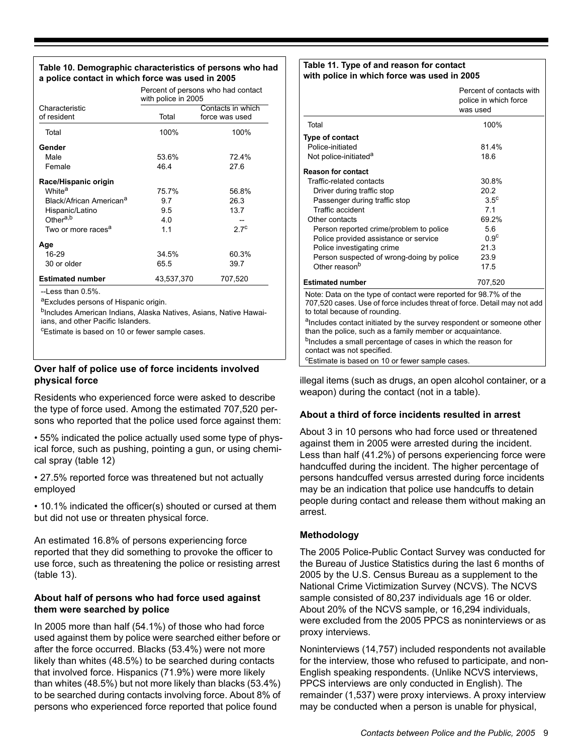**Table 10. Demographic characteristics of persons who had a police contact in which force was used in 2005**

| Characteristic of resident | Percent of persons who had contact with police in 2005 | |
|---|---|---|
| | Total | Contacts in which force was used |
| Total | 100% | 100% |
| **Gender** | | |
| Male | 53.6% | 72.4% |
| Female | 46.4 | 27.6 |
| **Race/Hispanic origin** | | |
| White[a] | 75.7% | 56.8% |
| Black/African American[a] | 9.7 | 26.3 |
| Hispanic/Latino | 9.5 | 13.7 |
| Other[a,b] | 4.0 | -- |
| Two or more races[a] | 1.1 | 2.7[c] |
| **Age** | | |
| 16-29 | 34.5% | 60.3% |
| 30 or older | 65.5 | 39.7 |
| **Estimated number** | 43,537,370 | 707,520 |

--Less than 0.5%.

[a]Excludes persons of Hispanic origin.

[b]Includes American Indians, Alaska Natives, Asians, Native Hawaiians, and other Pacific Islanders.

[c]Estimate is based on 10 or fewer sample cases.

## Over half of police use of force incidents involved physical force

Residents who experienced force were asked to describe the type of force used. Among the estimated 707,520 persons who reported that the police used force against them:

- 55% indicated the police actually used some type of physical force, such as pushing, pointing a gun, or using chemical spray (table 12)
- 27.5% reported force was threatened but not actually employed
- 10.1% indicated the officer(s) shouted or cursed at them but did not use or threaten physical force.

An estimated 16.8% of persons experiencing force reported that they did something to provoke the officer to use force, such as threatening the police or resisting arrest (table 13).

## About half of persons who had force used against them were searched by police

In 2005 more than half (54.1%) of those who had force used against them by police were searched either before or after the force occurred. Blacks (53.4%) were not more likely than whites (48.5%) to be searched during contacts that involved force. Hispanics (71.9%) were more likely than whites (48.5%) but not more likely than blacks (53.4%) to be searched during contacts involving force. About 8% of persons who experienced force reported that police found illegal items (such as drugs, an open alcohol container, or a weapon) during the contact (not in a table).

**Table 11. Type of and reason for contact with police in which force was used in 2005**

| | Percent of contacts with police in which force was used |
|---|---|
| Total | 100% |
| **Type of contact** | |
| Police-initiated | 81.4% |
| Not police-initiated[a] | 18.6 |
| **Reason for contact** | |
| Traffic-related contacts | 30.8% |
| Driver during traffic stop | 20.2 |
| Passenger during traffic stop | 3.5[c] |
| Traffic accident | 7.1 |
| Other contacts | 69.2% |
| Person reported crime/problem to police | 5.6 |
| Police provided assistance or service | 0.9[c] |
| Police investigating crime | 21.3 |
| Person suspected of wrong-doing by police | 23.9 |
| Other reason[b] | 17.5 |
| **Estimated number** | 707,520 |

Note: Data on the type of contact were reported for 98.7% of the 707,520 cases. Use of force includes threat of force. Detail may not add to total because of rounding.

[a]Includes contact initiated by the survey respondent or someone other than the police, such as a family member or acquaintance.

[b]Includes a small percentage of cases in which the reason for contact was not specified.

[c]Estimate is based on 10 or fewer sample cases.

## About a third of force incidents resulted in arrest

About 3 in 10 persons who had force used or threatened against them in 2005 were arrested during the incident. Less than half (41.2%) of persons experiencing force were handcuffed during the incident. The higher percentage of persons handcuffed versus arrested during force incidents may be an indication that police use handcuffs to detain people during contact and release them without making an arrest.

## Methodology

The 2005 Police-Public Contact Survey was conducted for the Bureau of Justice Statistics during the last 6 months of 2005 by the U.S. Census Bureau as a supplement to the National Crime Victimization Survey (NCVS). The NCVS sample consisted of 80,237 individuals age 16 or older. About 20% of the NCVS sample, or 16,294 individuals, were excluded from the 2005 PPCS as noninterviews or as proxy interviews.

Noninterviews (14,757) included respondents not available for the interview, those who refused to participate, and non-English speaking respondents. (Unlike NCVS interviews, PPCS interviews are only conducted in English). The remainder (1,537) were proxy interviews. A proxy interview may be conducted when a person is unable for physical,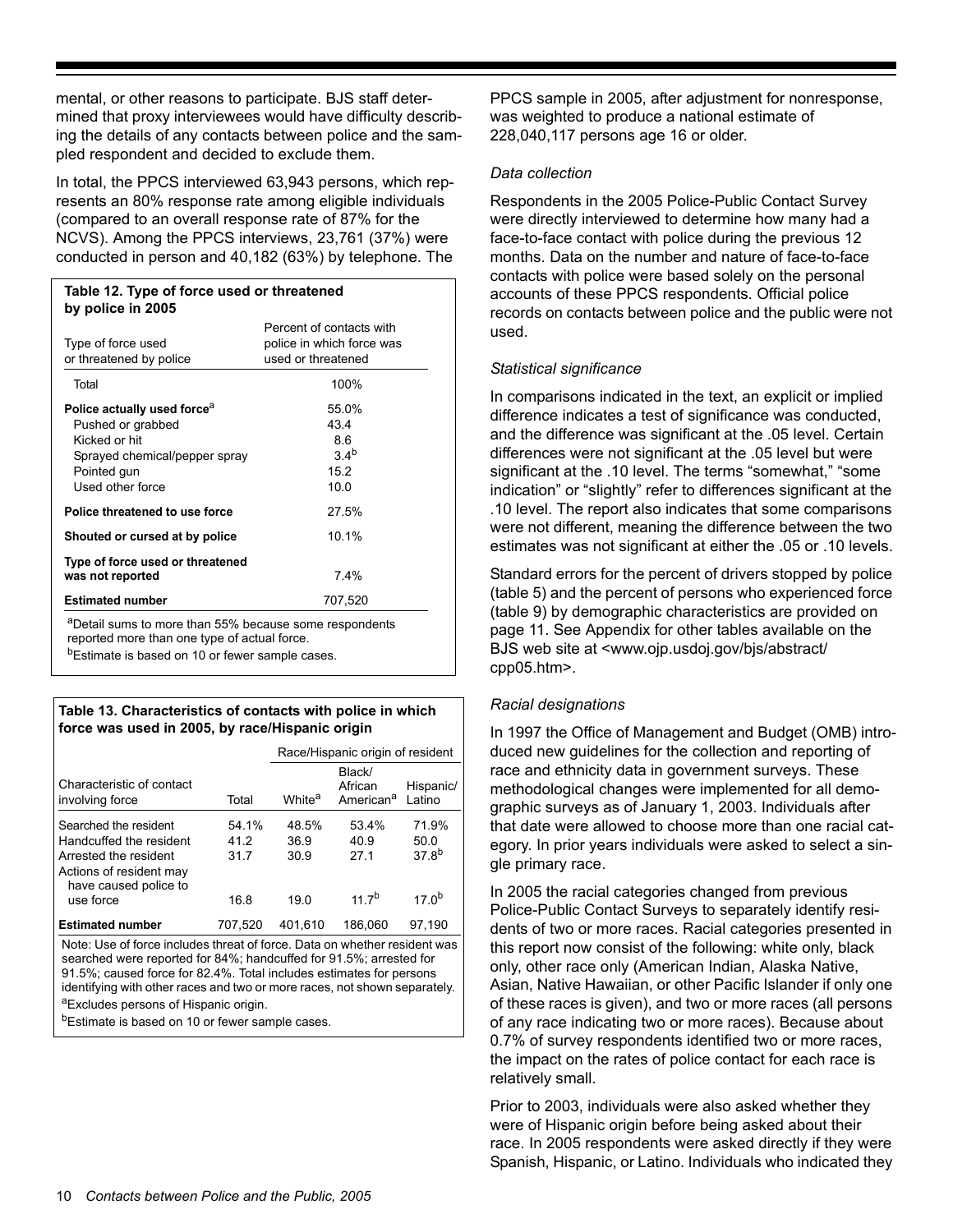mental, or other reasons to participate. BJS staff determined that proxy interviewees would have difficulty describing the details of any contacts between police and the sampled respondent and decided to exclude them.

In total, the PPCS interviewed 63,943 persons, which represents an 80% response rate among eligible individuals (compared to an overall response rate of 87% for the NCVS). Among the PPCS interviews, 23,761 (37%) were conducted in person and 40,182 (63%) by telephone. The PPCS sample in 2005, after adjustment for nonresponse, was weighted to produce a national estimate of 228,040,117 persons age 16 or older.

**Table 12. Type of force used or threatened by police in 2005**

| Type of force used or threatened by police | Percent of contacts with police in which force was used or threatened |
|---|---|
| Total | 100% |
| **Police actually used force**[a] | 55.0% |
| Pushed or grabbed | 43.4 |
| Kicked or hit | 8.6 |
| Sprayed chemical/pepper spray | 3.4[b] |
| Pointed gun | 15.2 |
| Used other force | 10.0 |
| **Police threatened to use force** | 27.5% |
| **Shouted or cursed at by police** | 10.1% |
| **Type of force used or threatened was not reported** | 7.4% |
| **Estimated number** | 707,520 |

[a]Detail sums to more than 55% because some respondents reported more than one type of actual force.
[b]Estimate is based on 10 or fewer sample cases.

**Table 13. Characteristics of contacts with police in which force was used in 2005, by race/Hispanic origin**

| | | Race/Hispanic origin of resident | | |
|---|---|---|---|---|
| Characteristic of contact involving force | Total | White[a] | Black/ African American[a] | Hispanic/ Latino |
| Searched the resident | 54.1% | 48.5% | 53.4% | 71.9% |
| Handcuffed the resident | 41.2 | 36.9 | 40.9 | 50.0 |
| Arrested the resident | 31.7 | 30.9 | 27.1 | 37.8[b] |
| Actions of resident may have caused police to use force | 16.8 | 19.0 | 11.7[b] | 17.0[b] |
| **Estimated number** | 707,520 | 401,610 | 186,060 | 97,190 |

Note: Use of force includes threat of force. Data on whether resident was searched were reported for 84%; handcuffed for 91.5%; arrested for 91.5%; caused force for 82.4%. Total includes estimates for persons identifying with other races and two or more races, not shown separately.
[a]Excludes persons of Hispanic origin.
[b]Estimate is based on 10 or fewer sample cases.

*Data collection*

Respondents in the 2005 Police-Public Contact Survey were directly interviewed to determine how many had a face-to-face contact with police during the previous 12 months. Data on the number and nature of face-to-face contacts with police were based solely on the personal accounts of these PPCS respondents. Official police records on contacts between police and the public were not used.

*Statistical significance*

In comparisons indicated in the text, an explicit or implied difference indicates a test of significance was conducted, and the difference was significant at the .05 level. Certain differences were not significant at the .05 level but were significant at the .10 level. The terms "somewhat," "some indication" or "slightly" refer to differences significant at the .10 level. The report also indicates that some comparisons were not different, meaning the difference between the two estimates was not significant at either the .05 or .10 levels.

Standard errors for the percent of drivers stopped by police (table 5) and the percent of persons who experienced force (table 9) by demographic characteristics are provided on page 11. See Appendix for other tables available on the BJS web site at <www.ojp.usdoj.gov/bjs/abstract/cpp05.htm>.

*Racial designations*

In 1997 the Office of Management and Budget (OMB) introduced new guidelines for the collection and reporting of race and ethnicity data in government surveys. These methodological changes were implemented for all demographic surveys as of January 1, 2003. Individuals after that date were allowed to choose more than one racial category. In prior years individuals were asked to select a single primary race.

In 2005 the racial categories changed from previous Police-Public Contact Surveys to separately identify residents of two or more races. Racial categories presented in this report now consist of the following: white only, black only, other race only (American Indian, Alaska Native, Asian, Native Hawaiian, or other Pacific Islander if only one of these races is given), and two or more races (all persons of any race indicating two or more races). Because about 0.7% of survey respondents identified two or more races, the impact on the rates of police contact for each race is relatively small.

Prior to 2003, individuals were also asked whether they were of Hispanic origin before being asked about their race. In 2005 respondents were asked directly if they were Spanish, Hispanic, or Latino. Individuals who indicated they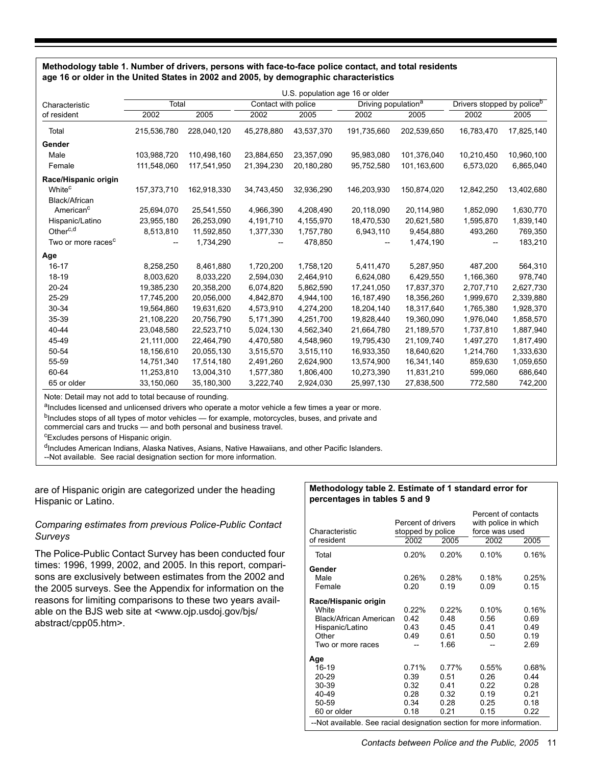**Methodology table 1. Number of drivers, persons with face-to-face police contact, and total residents age 16 or older in the United States in 2002 and 2005, by demographic characteristics**

| Characteristic of resident | U.S. population age 16 or older | | | | | | | |
|---|---|---|---|---|---|---|---|---|
| | Total | | Contact with police | | Driving population[a] | | Drivers stopped by police[b] | |
| | 2002 | 2005 | 2002 | 2005 | 2002 | 2005 | 2002 | 2005 |
| Total | 215,536,780 | 228,040,120 | 45,278,880 | 43,537,370 | 191,735,660 | 202,539,650 | 16,783,470 | 17,825,140 |
| **Gender** | | | | | | | | |
| Male | 103,988,720 | 110,498,160 | 23,884,650 | 23,357,090 | 95,983,080 | 101,376,040 | 10,210,450 | 10,960,100 |
| Female | 111,548,060 | 117,541,950 | 21,394,230 | 20,180,280 | 95,752,580 | 101,163,600 | 6,573,020 | 6,865,040 |
| **Race/Hispanic origin** | | | | | | | | |
| White[c] | 157,373,710 | 162,918,330 | 34,743,450 | 32,936,290 | 146,203,930 | 150,874,020 | 12,842,250 | 13,402,680 |
| Black/African American[c] | 25,694,070 | 25,541,550 | 4,966,390 | 4,208,490 | 20,118,090 | 20,114,980 | 1,852,090 | 1,630,770 |
| Hispanic/Latino | 23,955,180 | 26,253,090 | 4,191,710 | 4,155,970 | 18,470,530 | 20,621,580 | 1,595,870 | 1,839,140 |
| Other[c,d] | 8,513,810 | 11,592,850 | 1,377,330 | 1,757,780 | 6,943,110 | 9,454,880 | 493,260 | 769,350 |
| Two or more races[c] | -- | 1,734,290 | -- | 478,850 | -- | 1,474,190 | -- | 183,210 |
| **Age** | | | | | | | | |
| 16-17 | 8,258,250 | 8,461,880 | 1,720,200 | 1,758,120 | 5,411,470 | 5,287,950 | 487,200 | 564,310 |
| 18-19 | 8,003,620 | 8,033,220 | 2,594,030 | 2,464,910 | 6,624,080 | 6,429,550 | 1,166,360 | 978,740 |
| 20-24 | 19,385,230 | 20,358,200 | 6,074,820 | 5,862,590 | 17,241,050 | 17,837,370 | 2,707,710 | 2,627,730 |
| 25-29 | 17,745,200 | 20,056,000 | 4,842,870 | 4,944,100 | 16,187,490 | 18,356,260 | 1,999,670 | 2,339,880 |
| 30-34 | 19,564,860 | 19,631,620 | 4,573,910 | 4,274,200 | 18,204,140 | 18,317,640 | 1,765,380 | 1,928,370 |
| 35-39 | 21,108,220 | 20,756,790 | 5,171,390 | 4,251,700 | 19,828,440 | 19,360,090 | 1,976,040 | 1,858,570 |
| 40-44 | 23,048,580 | 22,523,710 | 5,024,130 | 4,562,340 | 21,664,780 | 21,189,570 | 1,737,810 | 1,887,940 |
| 45-49 | 21,111,000 | 22,464,790 | 4,470,580 | 4,548,960 | 19,795,430 | 21,109,740 | 1,497,270 | 1,817,490 |
| 50-54 | 18,156,610 | 20,055,130 | 3,515,570 | 3,515,110 | 16,933,350 | 18,640,620 | 1,214,760 | 1,333,630 |
| 55-59 | 14,751,340 | 17,514,180 | 2,491,260 | 2,624,900 | 13,574,900 | 16,341,140 | 859,630 | 1,059,650 |
| 60-64 | 11,253,810 | 13,004,310 | 1,577,380 | 1,806,400 | 10,273,390 | 11,831,210 | 599,060 | 686,640 |
| 65 or older | 33,150,060 | 35,180,300 | 3,222,740 | 2,924,030 | 25,997,130 | 27,838,500 | 772,580 | 742,200 |

Note: Detail may not add to total because of rounding.

[a]Includes licensed and unlicensed drivers who operate a motor vehicle a few times a year or more.

[b]Includes stops of all types of motor vehicles — for example, motorcycles, buses, and private and commercial cars and trucks — and both personal and business travel.

[c]Excludes persons of Hispanic origin.

[d]Includes American Indians, Alaska Natives, Asians, Native Hawaiians, and other Pacific Islanders.

--Not available. See racial designation section for more information.

are of Hispanic origin are categorized under the heading Hispanic or Latino.

*Comparing estimates from previous Police-Public Contact Surveys*

The Police-Public Contact Survey has been conducted four times: 1996, 1999, 2002, and 2005. In this report, comparisons are exclusively between estimates from the 2002 and the 2005 surveys. See the Appendix for information on the reasons for limiting comparisons to these two years available on the BJS web site at <www.ojp.usdoj.gov/bjs/abstract/cpp05.htm>.

**Methodology table 2. Estimate of 1 standard error for percentages in tables 5 and 9**

| Characteristic of resident | Percent of drivers stopped by police | | Percent of contacts with police in which force was used | |
|---|---|---|---|---|
| | 2002 | 2005 | 2002 | 2005 |
| Total | 0.20% | 0.20% | 0.10% | 0.16% |
| **Gender** | | | | |
| Male | 0.26% | 0.28% | 0.18% | 0.25% |
| Female | 0.20 | 0.19 | 0.09 | 0.15 |
| **Race/Hispanic origin** | | | | |
| White | 0.22% | 0.22% | 0.10% | 0.16% |
| Black/African American | 0.42 | 0.48 | 0.56 | 0.69 |
| Hispanic/Latino | 0.43 | 0.45 | 0.41 | 0.49 |
| Other | 0.49 | 0.61 | 0.50 | 0.19 |
| Two or more races | -- | 1.66 | -- | 2.69 |
| **Age** | | | | |
| 16-19 | 0.71% | 0.77% | 0.55% | 0.68% |
| 20-29 | 0.39 | 0.51 | 0.26 | 0.44 |
| 30-39 | 0.32 | 0.41 | 0.22 | 0.28 |
| 40-49 | 0.28 | 0.32 | 0.19 | 0.21 |
| 50-59 | 0.34 | 0.28 | 0.25 | 0.18 |
| 60 or older | 0.18 | 0.21 | 0.15 | 0.22 |

--Not available. See racial designation section for more information.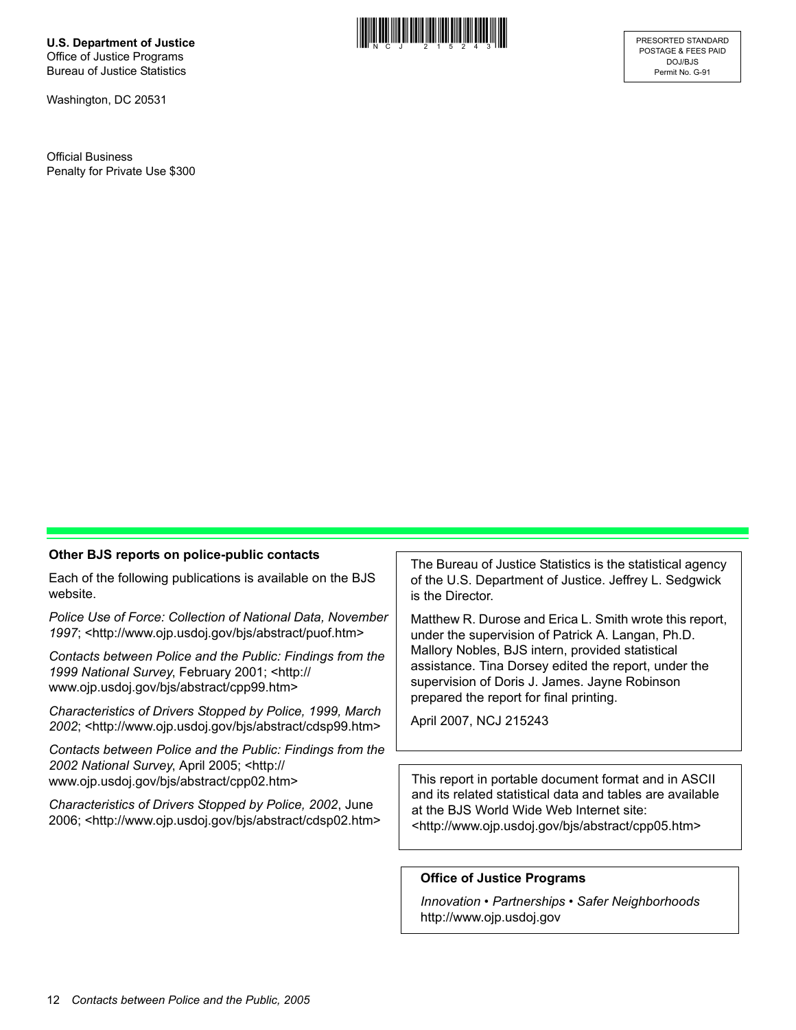U.S. Department of Justice
Office of Justice Programs
Bureau of Justice Statistics

Washington, DC 20531

Official Business
Penalty for Private Use $300

PRESORTED STANDARD
POSTAGE & FEES PAID
DOJ/BJS
Permit No. G-91

### Other BJS reports on police-public contacts

Each of the following publications is available on the BJS website.

*Police Use of Force: Collection of National Data, November 1997*; <http://www.ojp.usdoj.gov/bjs/abstract/puof.htm>

*Contacts between Police and the Public: Findings from the 1999 National Survey*, February 2001; <http://www.ojp.usdoj.gov/bjs/abstract/cpp99.htm>

*Characteristics of Drivers Stopped by Police, 1999, March 2002*; <http://www.ojp.usdoj.gov/bjs/abstract/cdsp99.htm>

*Contacts between Police and the Public: Findings from the 2002 National Survey*, April 2005; <http://www.ojp.usdoj.gov/bjs/abstract/cpp02.htm>

*Characteristics of Drivers Stopped by Police, 2002*, June 2006; <http://www.ojp.usdoj.gov/bjs/abstract/cdsp02.htm>

The Bureau of Justice Statistics is the statistical agency of the U.S. Department of Justice. Jeffrey L. Sedgwick is the Director.

Matthew R. Durose and Erica L. Smith wrote this report, under the supervision of Patrick A. Langan, Ph.D. Mallory Nobles, BJS intern, provided statistical assistance. Tina Dorsey edited the report, under the supervision of Doris J. James. Jayne Robinson prepared the report for final printing.

April 2007, NCJ 215243

This report in portable document format and in ASCII and its related statistical data and tables are available at the BJS World Wide Web Internet site: <http://www.ojp.usdoj.gov/bjs/abstract/cpp05.htm>

**Office of Justice Programs**

*Innovation • Partnerships • Safer Neighborhoods*
http://www.ojp.usdoj.gov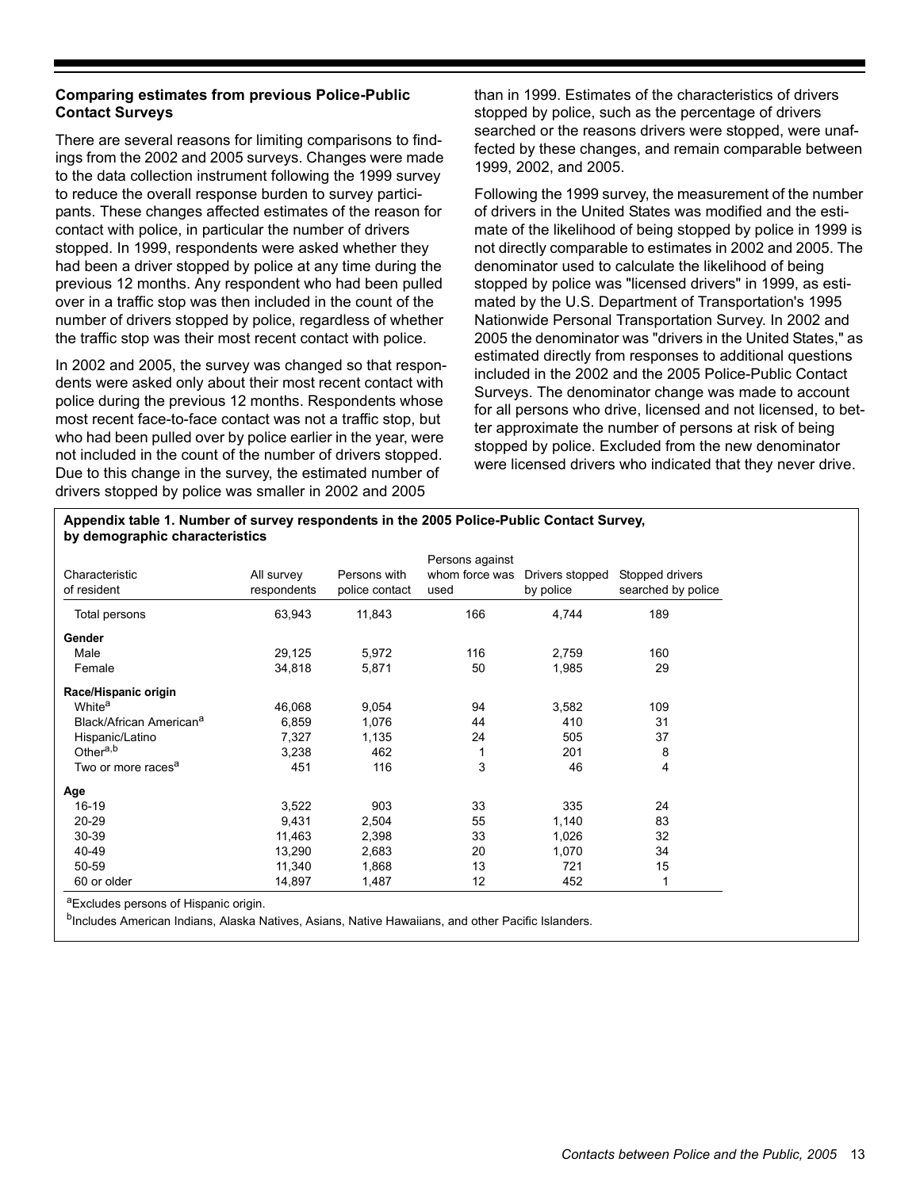### Comparing estimates from previous Police-Public Contact Surveys

There are several reasons for limiting comparisons to findings from the 2002 and 2005 surveys. Changes were made to the data collection instrument following the 1999 survey to reduce the overall response burden to survey participants. These changes affected estimates of the reason for contact with police, in particular the number of drivers stopped. In 1999, respondents were asked whether they had been a driver stopped by police at any time during the previous 12 months. Any respondent who had been pulled over in a traffic stop was then included in the count of the number of drivers stopped by police, regardless of whether the traffic stop was their most recent contact with police.

In 2002 and 2005, the survey was changed so that respondents were asked only about their most recent contact with police during the previous 12 months. Respondents whose most recent face-to-face contact was not a traffic stop, but who had been pulled over by police earlier in the year, were not included in the count of the number of drivers stopped. Due to this change in the survey, the estimated number of drivers stopped by police was smaller in 2002 and 2005 than in 1999. Estimates of the characteristics of drivers stopped by police, such as the percentage of drivers searched or the reasons drivers were stopped, were unaffected by these changes, and remain comparable between 1999, 2002, and 2005.

Following the 1999 survey, the measurement of the number of drivers in the United States was modified and the estimate of the likelihood of being stopped by police in 1999 is not directly comparable to estimates in 2002 and 2005. The denominator used to calculate the likelihood of being stopped by police was "licensed drivers" in 1999, as estimated by the U.S. Department of Transportation's 1995 Nationwide Personal Transportation Survey. In 2002 and 2005 the denominator was "drivers in the United States," as estimated directly from responses to additional questions included in the 2002 and the 2005 Police-Public Contact Surveys. The denominator change was made to account for all persons who drive, licensed and not licensed, to better approximate the number of persons at risk of being stopped by police. Excluded from the new denominator were licensed drivers who indicated that they never drive.

**Appendix table 1. Number of survey respondents in the 2005 Police-Public Contact Survey, by demographic characteristics**

| Characteristic of resident | All survey respondents | Persons with police contact | Persons against whom force was used | Drivers stopped by police | Stopped drivers searched by police |
|---|---|---|---|---|---|
| Total persons | 63,943 | 11,843 | 166 | 4,744 | 189 |
| **Gender** | | | | | |
| Male | 29,125 | 5,972 | 116 | 2,759 | 160 |
| Female | 34,818 | 5,871 | 50 | 1,985 | 29 |
| **Race/Hispanic origin** | | | | | |
| White[a] | 46,068 | 9,054 | 94 | 3,582 | 109 |
| Black/African American[a] | 6,859 | 1,076 | 44 | 410 | 31 |
| Hispanic/Latino | 7,327 | 1,135 | 24 | 505 | 37 |
| Other[a,b] | 3,238 | 462 | 1 | 201 | 8 |
| Two or more races[a] | 451 | 116 | 3 | 46 | 4 |
| **Age** | | | | | |
| 16-19 | 3,522 | 903 | 33 | 335 | 24 |
| 20-29 | 9,431 | 2,504 | 55 | 1,140 | 83 |
| 30-39 | 11,463 | 2,398 | 33 | 1,026 | 32 |
| 40-49 | 13,290 | 2,683 | 20 | 1,070 | 34 |
| 50-59 | 11,340 | 1,868 | 13 | 721 | 15 |
| 60 or older | 14,897 | 1,487 | 12 | 452 | 1 |

[a]Excludes persons of Hispanic origin.

[b]Includes American Indians, Alaska Natives, Asians, Native Hawaiians, and other Pacific Islanders.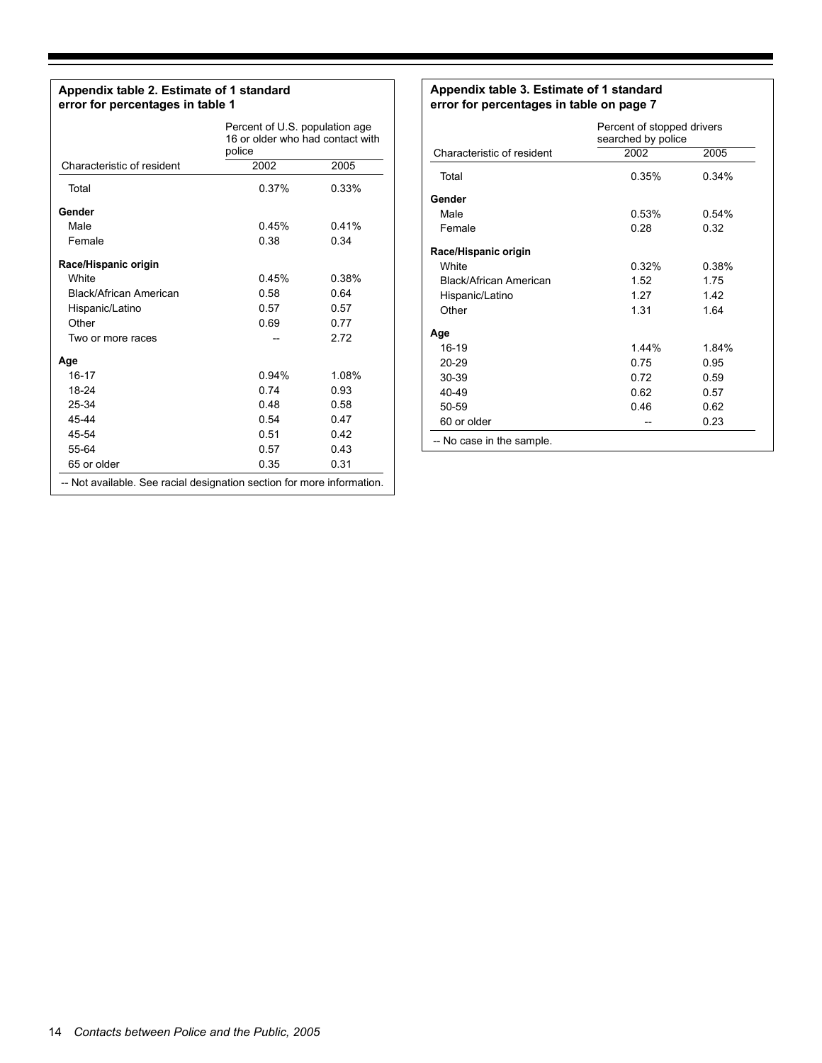### Appendix table 2. Estimate of 1 standard error for percentages in table 1

| Characteristic of resident | Percent of U.S. population age 16 or older who had contact with police | |
|---|---|---|
| | 2002 | 2005 |
| Total | 0.37% | 0.33% |
| **Gender** | | |
| Male | 0.45% | 0.41% |
| Female | 0.38 | 0.34 |
| **Race/Hispanic origin** | | |
| White | 0.45% | 0.38% |
| Black/African American | 0.58 | 0.64 |
| Hispanic/Latino | 0.57 | 0.57 |
| Other | 0.69 | 0.77 |
| Two or more races | -- | 2.72 |
| **Age** | | |
| 16-17 | 0.94% | 1.08% |
| 18-24 | 0.74 | 0.93 |
| 25-34 | 0.48 | 0.58 |
| 45-44 | 0.54 | 0.47 |
| 45-54 | 0.51 | 0.42 |
| 55-64 | 0.57 | 0.43 |
| 65 or older | 0.35 | 0.31 |

-- Not available. See racial designation section for more information.

### Appendix table 3. Estimate of 1 standard error for percentages in table on page 7

| Characteristic of resident | Percent of stopped drivers searched by police | |
|---|---|---|
| | 2002 | 2005 |
| Total | 0.35% | 0.34% |
| **Gender** | | |
| Male | 0.53% | 0.54% |
| Female | 0.28 | 0.32 |
| **Race/Hispanic origin** | | |
| White | 0.32% | 0.38% |
| Black/African American | 1.52 | 1.75 |
| Hispanic/Latino | 1.27 | 1.42 |
| Other | 1.31 | 1.64 |
| **Age** | | |
| 16-19 | 1.44% | 1.84% |
| 20-29 | 0.75 | 0.95 |
| 30-39 | 0.72 | 0.59 |
| 40-49 | 0.62 | 0.57 |
| 50-59 | 0.46 | 0.62 |
| 60 or older | -- | 0.23 |

-- No case in the sample.